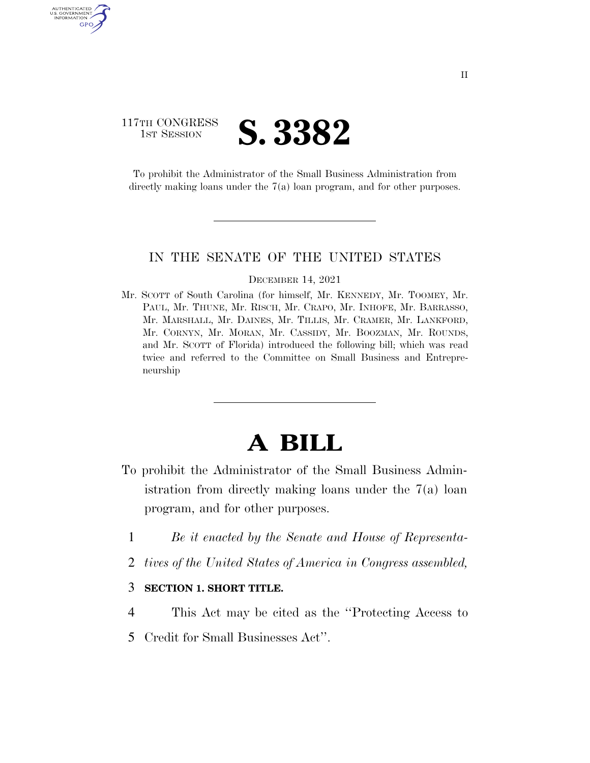117TH CONGRESS
1ST SESSION

# S. 3382

To prohibit the Administrator of the Small Business Administration from directly making loans under the 7(a) loan program, and for other purposes.

---

IN THE SENATE OF THE UNITED STATES

DECEMBER 14, 2021

Mr. SCOTT of South Carolina (for himself, Mr. KENNEDY, Mr. TOOMEY, Mr. PAUL, Mr. THUNE, Mr. RISCH, Mr. CRAPO, Mr. INHOFE, Mr. BARRASSO, Mr. MARSHALL, Mr. DAINES, Mr. TILLIS, Mr. CRAMER, Mr. LANKFORD, Mr. CORNYN, Mr. MORAN, Mr. CASSIDY, Mr. BOOZMAN, Mr. ROUNDS, and Mr. SCOTT of Florida) introduced the following bill; which was read twice and referred to the Committee on Small Business and Entrepreneurship

---

# A BILL

To prohibit the Administrator of the Small Business Administration from directly making loans under the 7(a) loan program, and for other purposes.

1 *Be it enacted by the Senate and House of Representa-*
2 *tives of the United States of America in Congress assembled,*

3 **SECTION 1. SHORT TITLE.**

4 This Act may be cited as the ''Protecting Access to
5 Credit for Small Businesses Act''.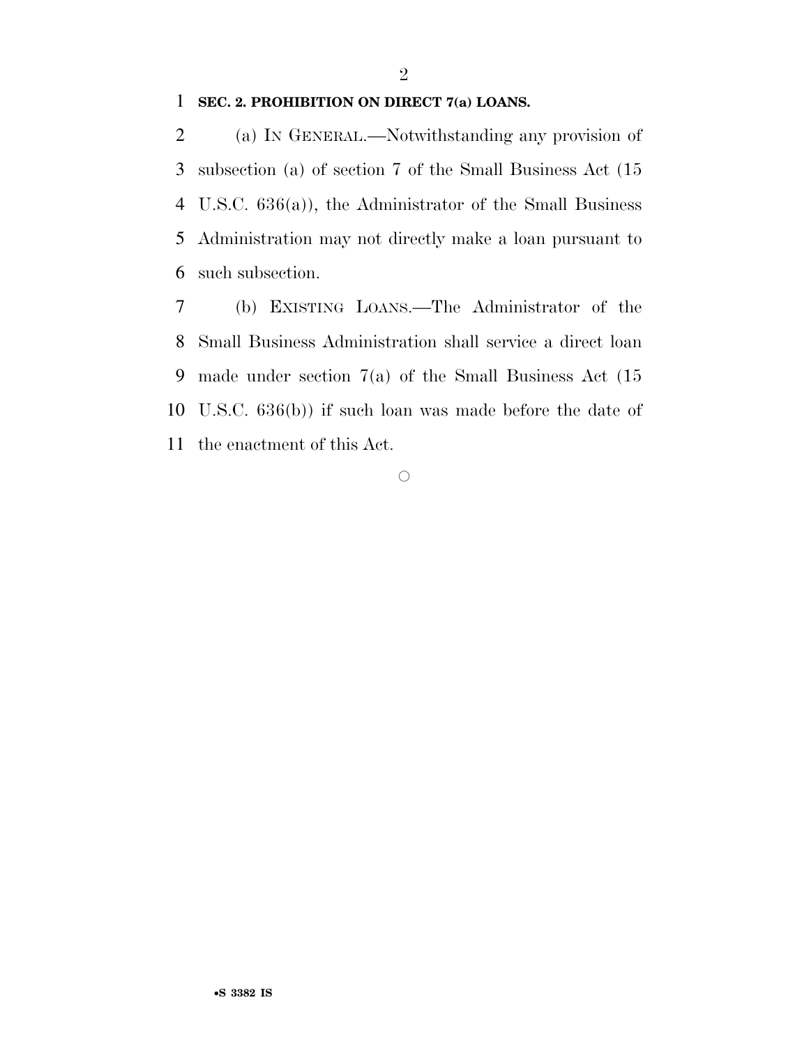**SEC. 2. PROHIBITION ON DIRECT 7(a) LOANS.**

(a) IN GENERAL.—Notwithstanding any provision of subsection (a) of section 7 of the Small Business Act (15 U.S.C. 636(a)), the Administrator of the Small Business Administration may not directly make a loan pursuant to such subsection.

(b) EXISTING LOANS.—The Administrator of the Small Business Administration shall service a direct loan made under section 7(a) of the Small Business Act (15 U.S.C. 636(b)) if such loan was made before the date of the enactment of this Act.

○